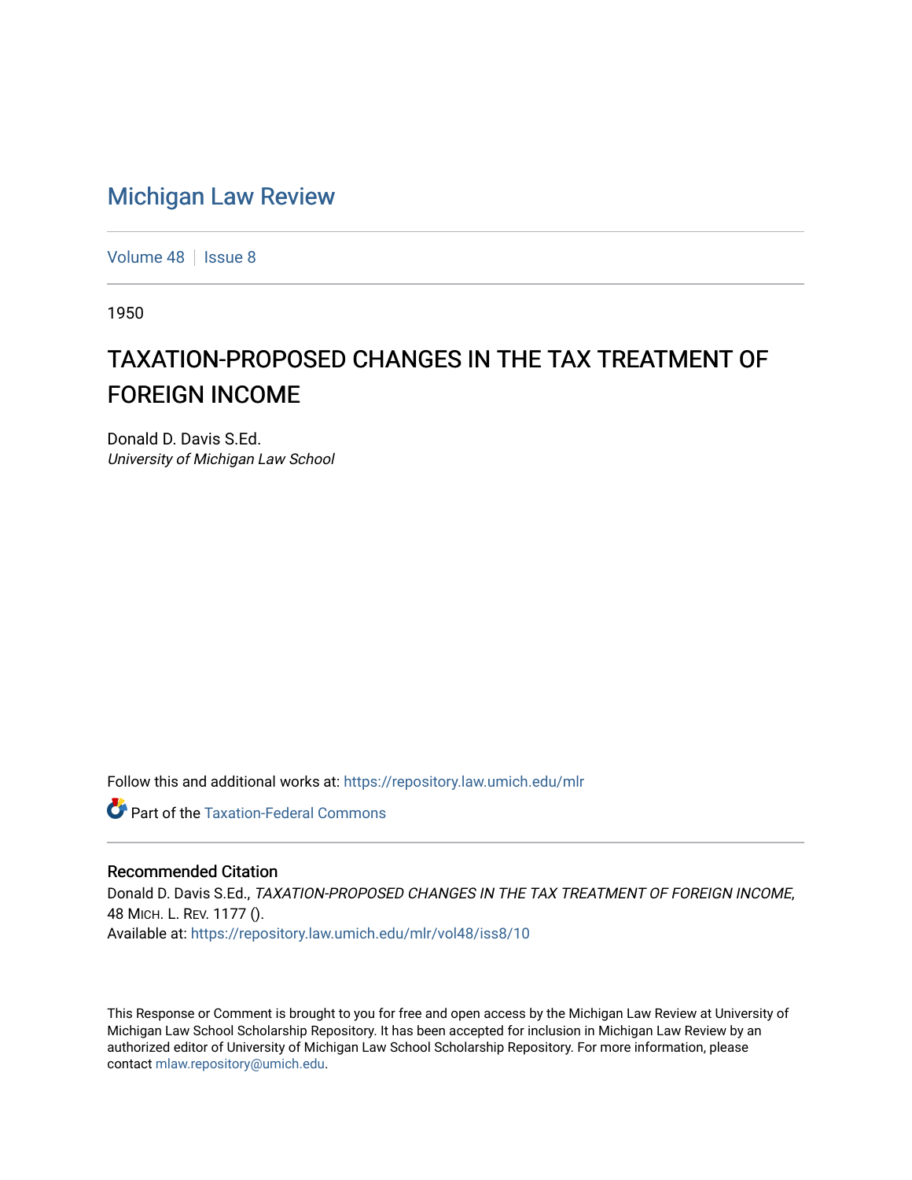# Michigan Law Review

Volume 48 | Issue 8

1950

## TAXATION-PROPOSED CHANGES IN THE TAX TREATMENT OF FOREIGN INCOME

Donald D. Davis S.Ed.
*University of Michigan Law School*

Follow this and additional works at: https://repository.law.umich.edu/mlr

Part of the Taxation-Federal Commons

### Recommended Citation

Donald D. Davis S.Ed., *TAXATION-PROPOSED CHANGES IN THE TAX TREATMENT OF FOREIGN INCOME*, 48 MICH. L. REV. 1177 ().
Available at: https://repository.law.umich.edu/mlr/vol48/iss8/10

This Response or Comment is brought to you for free and open access by the Michigan Law Review at University of Michigan Law School Scholarship Repository. It has been accepted for inclusion in Michigan Law Review by an authorized editor of University of Michigan Law School Scholarship Repository. For more information, please contact mlaw.repository@umich.edu.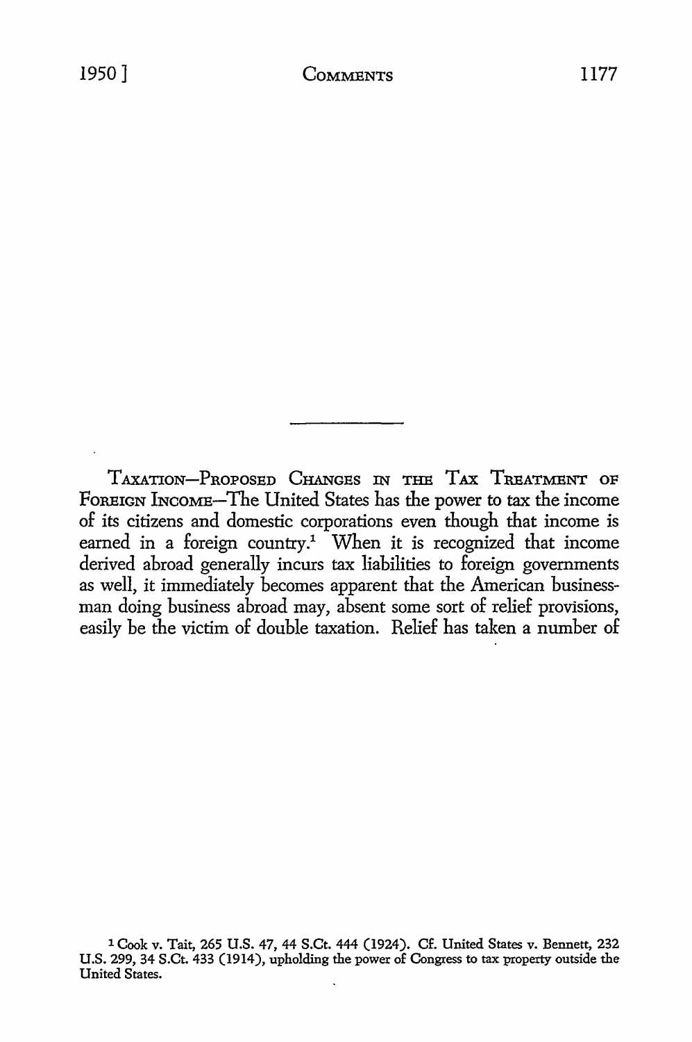TAXATION—PROPOSED CHANGES IN THE TAX TREATMENT OF FOREIGN INCOME—The United States has the power to tax the income of its citizens and domestic corporations even though that income is earned in a foreign country.[1] When it is recognized that income derived abroad generally incurs tax liabilities to foreign governments as well, it immediately becomes apparent that the American businessman doing business abroad may, absent some sort of relief provisions, easily be the victim of double taxation. Relief has taken a number of

[1] Cook v. Tait, 265 U.S. 47, 44 S.Ct. 444 (1924). Cf. United States v. Bennett, 232 U.S. 299, 34 S.Ct. 433 (1914), upholding the power of Congress to tax property outside the United States.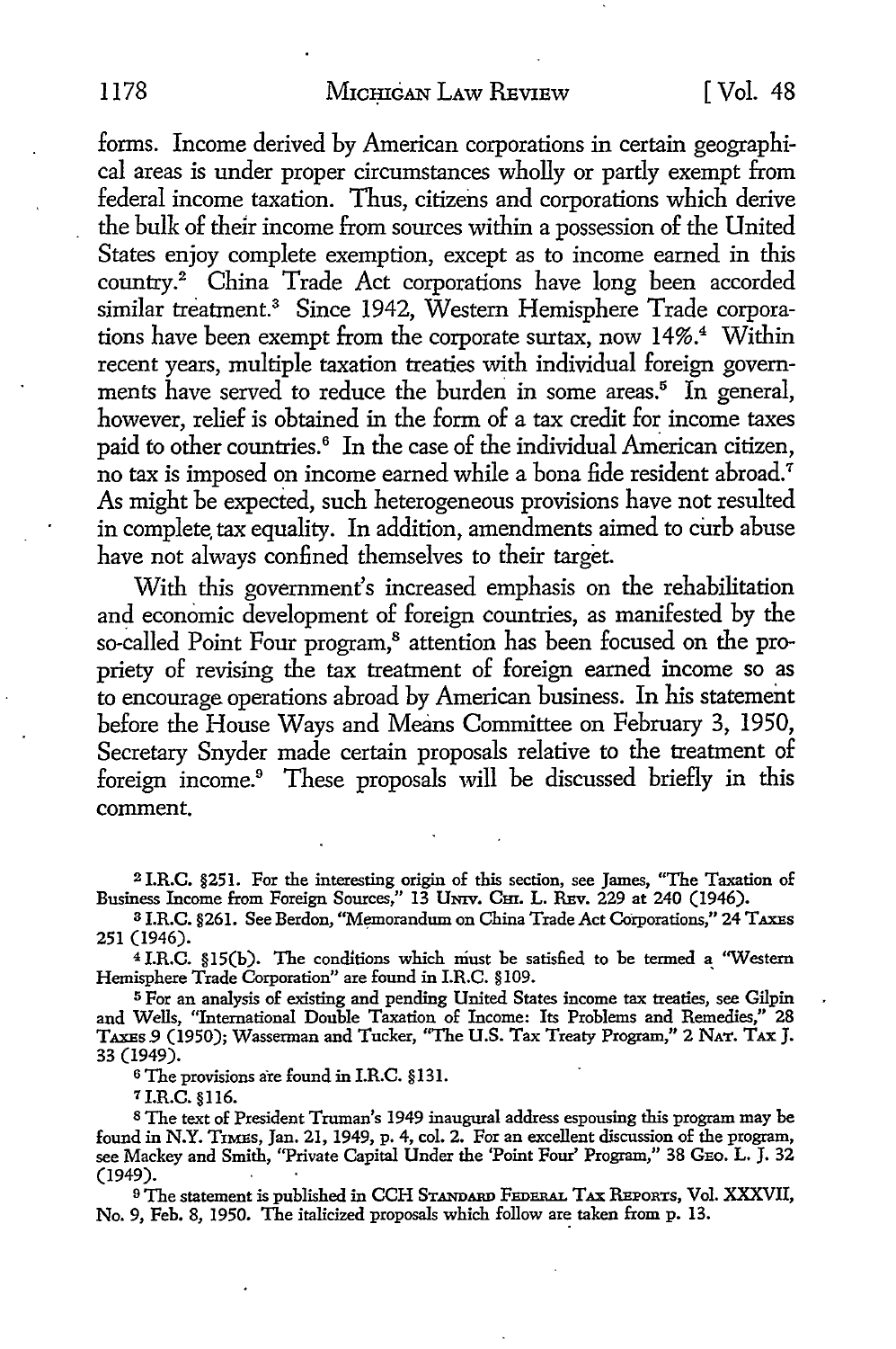forms. Income derived by American corporations in certain geographical areas is under proper circumstances wholly or partly exempt from federal income taxation. Thus, citizens and corporations which derive the bulk of their income from sources within a possession of the United States enjoy complete exemption, except as to income earned in this country.[2] China Trade Act corporations have long been accorded similar treatment.[3] Since 1942, Western Hemisphere Trade corporations have been exempt from the corporate surtax, now 14%.[4] Within recent years, multiple taxation treaties with individual foreign governments have served to reduce the burden in some areas.[5] In general, however, relief is obtained in the form of a tax credit for income taxes paid to other countries.[6] In the case of the individual American citizen, no tax is imposed on income earned while a bona fide resident abroad.[7] As might be expected, such heterogeneous provisions have not resulted in complete tax equality. In addition, amendments aimed to curb abuse have not always confined themselves to their target.

With this government's increased emphasis on the rehabilitation and economic development of foreign countries, as manifested by the so-called Point Four program,[8] attention has been focused on the propriety of revising the tax treatment of foreign earned income so as to encourage operations abroad by American business. In his statement before the House Ways and Means Committee on February 3, 1950, Secretary Snyder made certain proposals relative to the treatment of foreign income.[9] These proposals will be discussed briefly in this comment.

---

[2] I.R.C. §251. For the interesting origin of this section, see James, "The Taxation of Business Income from Foreign Sources," 13 UNIV. CHI. L. REV. 229 at 240 (1946).

[3] I.R.C. §261. See Berdon, "Memorandum on China Trade Act Corporations," 24 TAXES 251 (1946).

[4] I.R.C. §15(b). The conditions which must be satisfied to be termed a "Western Hemisphere Trade Corporation" are found in I.R.C. §109.

[5] For an analysis of existing and pending United States income tax treaties, see Gilpin and Wells, "International Double Taxation of Income: Its Problems and Remedies," 28 TAXES 9 (1950); Wasserman and Tucker, "The U.S. Tax Treaty Program," 2 NAT. TAX J. 33 (1949).

[6] The provisions are found in I.R.C. §131.

[7] I.R.C. §116.

[8] The text of President Truman's 1949 inaugural address espousing this program may be found in N.Y. TIMES, Jan. 21, 1949, p. 4, col. 2. For an excellent discussion of the program, see Mackey and Smith, "Private Capital Under the 'Point Four' Program," 38 GEO. L. J. 32 (1949).

[9] The statement is published in CCH STANDARD FEDERAL TAX REPORTS, Vol. XXXVII, No. 9, Feb. 8, 1950. The italicized proposals which follow are taken from p. 13.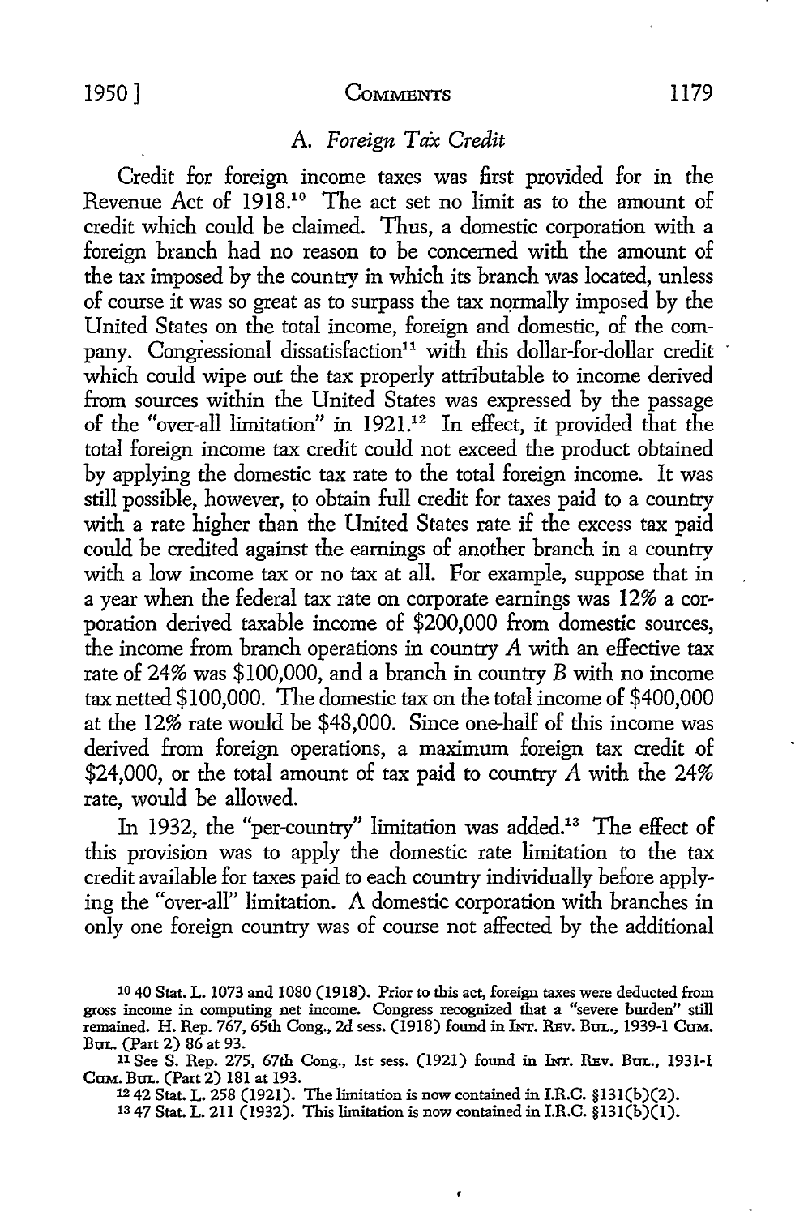### A. *Foreign Tax Credit*

Credit for foreign income taxes was first provided for in the Revenue Act of 1918.[10] The act set no limit as to the amount of credit which could be claimed. Thus, a domestic corporation with a foreign branch had no reason to be concerned with the amount of the tax imposed by the country in which its branch was located, unless of course it was so great as to surpass the tax normally imposed by the United States on the total income, foreign and domestic, of the company. Congressional dissatisfaction[11] with this dollar-for-dollar credit which could wipe out the tax properly attributable to income derived from sources within the United States was expressed by the passage of the "over-all limitation" in 1921.[12] In effect, it provided that the total foreign income tax credit could not exceed the product obtained by applying the domestic tax rate to the total foreign income. It was still possible, however, to obtain full credit for taxes paid to a country with a rate higher than the United States rate if the excess tax paid could be credited against the earnings of another branch in a country with a low income tax or no tax at all. For example, suppose that in a year when the federal tax rate on corporate earnings was 12% a corporation derived taxable income of $200,000 from domestic sources, the income from branch operations in country *A* with an effective tax rate of 24% was $100,000, and a branch in country *B* with no income tax netted $100,000. The domestic tax on the total income of $400,000 at the 12% rate would be $48,000. Since one-half of this income was derived from foreign operations, a maximum foreign tax credit of $24,000, or the total amount of tax paid to country *A* with the 24% rate, would be allowed.

In 1932, the "per-country" limitation was added.[13] The effect of this provision was to apply the domestic rate limitation to the tax credit available for taxes paid to each country individually before applying the "over-all" limitation. A domestic corporation with branches in only one foreign country was of course not affected by the additional

---

[10] 40 Stat. L. 1073 and 1080 (1918). Prior to this act, foreign taxes were deducted from gross income in computing net income. Congress recognized that a "severe burden" still remained. H. Rep. 767, 65th Cong., 2d sess. (1918) found in INT. REV. BUL., 1939-1 CUM. BUL. (Part 2) 86 at 93.

[11] See S. Rep. 275, 67th Cong., 1st sess. (1921) found in INT. REV. BUL., 1931-1 CUM. BUL. (Part 2) 181 at 193.

[12] 42 Stat. L. 258 (1921). The limitation is now contained in I.R.C. §131(b)(2).

[13] 47 Stat. L. 211 (1932). This limitation is now contained in I.R.C. §131(b)(1).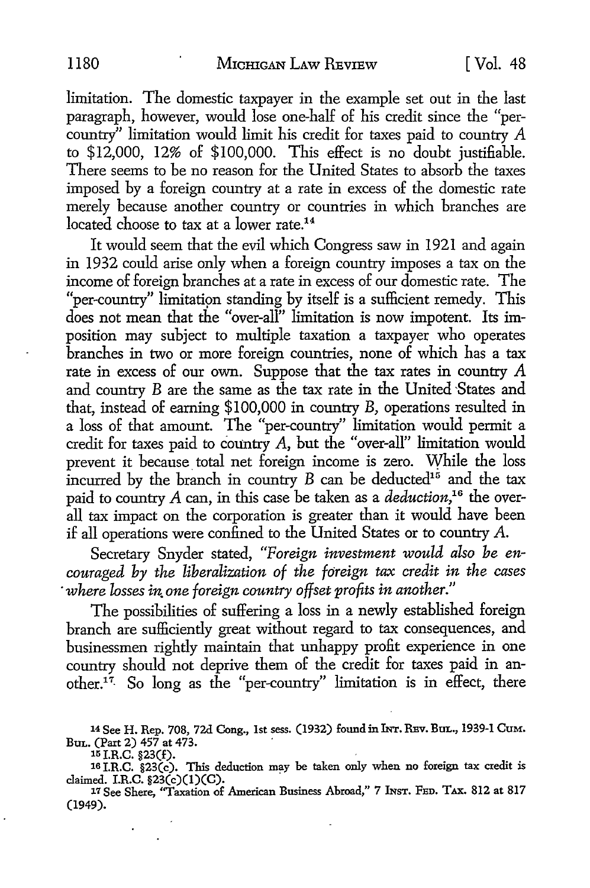limitation. The domestic taxpayer in the example set out in the last paragraph, however, would lose one-half of his credit since the "per-country" limitation would limit his credit for taxes paid to country *A* to $12,000, 12% of $100,000. This effect is no doubt justifiable. There seems to be no reason for the United States to absorb the taxes imposed by a foreign country at a rate in excess of the domestic rate merely because another country or countries in which branches are located choose to tax at a lower rate.[14]

It would seem that the evil which Congress saw in 1921 and again in 1932 could arise only when a foreign country imposes a tax on the income of foreign branches at a rate in excess of our domestic rate. The "per-country" limitation standing by itself is a sufficient remedy. This does not mean that the "over-all" limitation is now impotent. Its imposition may subject to multiple taxation a taxpayer who operates branches in two or more foreign countries, none of which has a tax rate in excess of our own. Suppose that the tax rates in country *A* and country *B* are the same as the tax rate in the United States and that, instead of earning $100,000 in country *B*, operations resulted in a loss of that amount. The "per-country" limitation would permit a credit for taxes paid to country *A*, but the "over-all" limitation would prevent it because total net foreign income is zero. While the loss incurred by the branch in country *B* can be deducted[15] and the tax paid to country *A* can, in this case be taken as a *deduction*,[16] the over-all tax impact on the corporation is greater than it would have been if all operations were confined to the United States or to country *A*.

Secretary Snyder stated, *"Foreign investment would also be encouraged by the liberalization of the foreign tax credit in the cases where losses in one foreign country offset profits in another."*

The possibilities of suffering a loss in a newly established foreign branch are sufficiently great without regard to tax consequences, and businessmen rightly maintain that unhappy profit experience in one country should not deprive them of the credit for taxes paid in another.[17] So long as the "per-country" limitation is in effect, there

---

[14] See H. Rep. 708, 72d Cong., 1st sess. (1932) found in INT. REV. BUL., 1939-1 CUM. BUL. (Part 2) 457 at 473.

[15] I.R.C. §23(f).

[16] I.R.C. §23(c). This deduction may be taken only when no foreign tax credit is claimed. I.R.C. §23(c)(1)(C).

[17] See Shere, "Taxation of American Business Abroad," 7 INST. FED. TAX. 812 at 817 (1949).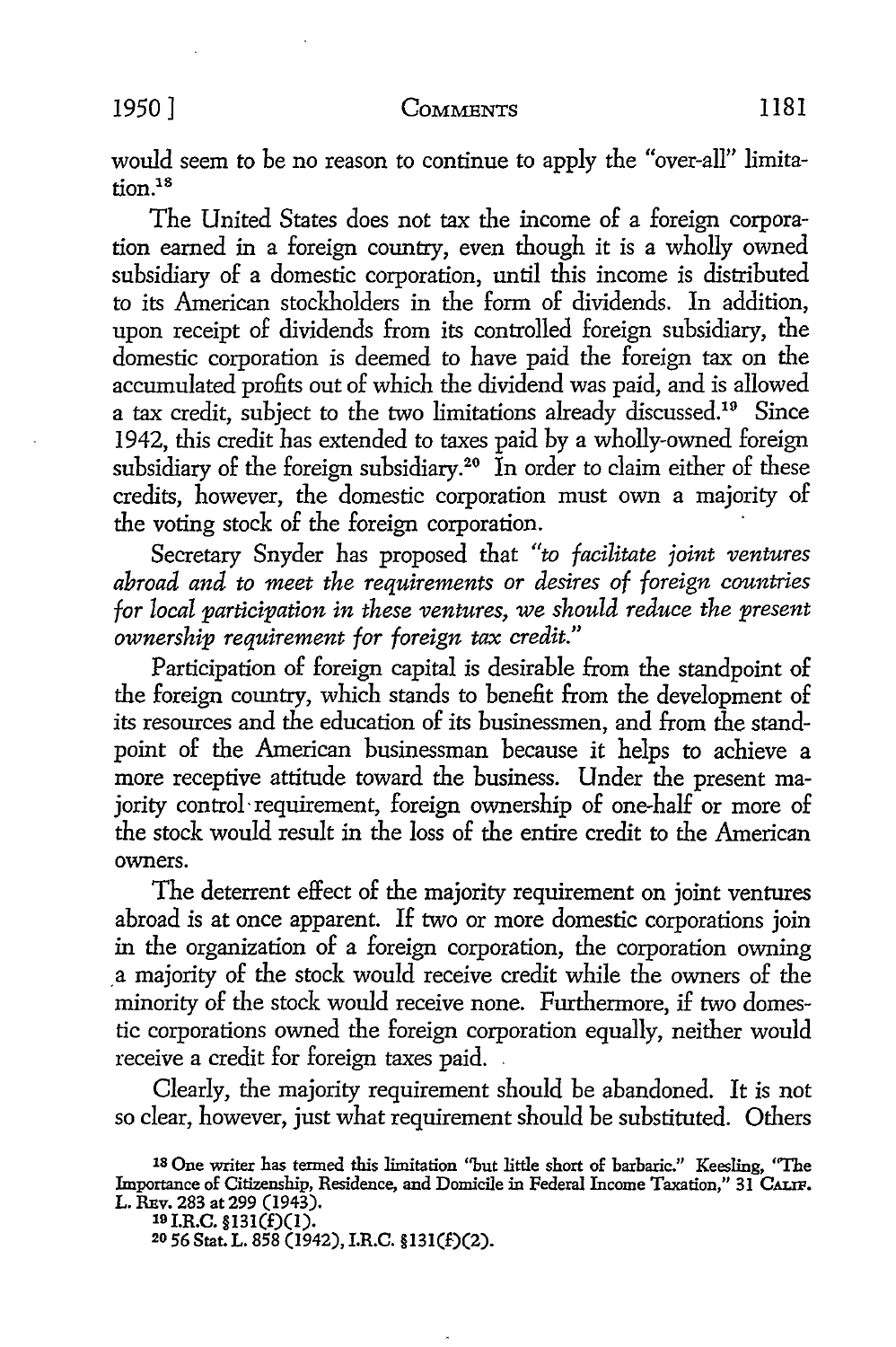would seem to be no reason to continue to apply the "over-all" limitation.[18]

The United States does not tax the income of a foreign corporation earned in a foreign country, even though it is a wholly owned subsidiary of a domestic corporation, until this income is distributed to its American stockholders in the form of dividends. In addition, upon receipt of dividends from its controlled foreign subsidiary, the domestic corporation is deemed to have paid the foreign tax on the accumulated profits out of which the dividend was paid, and is allowed a tax credit, subject to the two limitations already discussed.[19] Since 1942, this credit has extended to taxes paid by a wholly-owned foreign subsidiary of the foreign subsidiary.[20] In order to claim either of these credits, however, the domestic corporation must own a majority of the voting stock of the foreign corporation.

Secretary Snyder has proposed that *"to facilitate joint ventures abroad and to meet the requirements or desires of foreign countries for local participation in these ventures, we should reduce the present ownership requirement for foreign tax credit."*

Participation of foreign capital is desirable from the standpoint of the foreign country, which stands to benefit from the development of its resources and the education of its businessmen, and from the standpoint of the American businessman because it helps to achieve a more receptive attitude toward the business. Under the present majority control requirement, foreign ownership of one-half or more of the stock would result in the loss of the entire credit to the American owners.

The deterrent effect of the majority requirement on joint ventures abroad is at once apparent. If two or more domestic corporations join in the organization of a foreign corporation, the corporation owning a majority of the stock would receive credit while the owners of the minority of the stock would receive none. Furthermore, if two domestic corporations owned the foreign corporation equally, neither would receive a credit for foreign taxes paid.

Clearly, the majority requirement should be abandoned. It is not so clear, however, just what requirement should be substituted. Others

[18] One writer has termed this limitation "but little short of barbaric." Keesling, "The Importance of Citizenship, Residence, and Domicile in Federal Income Taxation," 31 CALIF. L. REV. 283 at 299 (1943).

[19] I.R.C. §131(f)(1).

[20] 56 Stat. L. 858 (1942), I.R.C. §131(f)(2).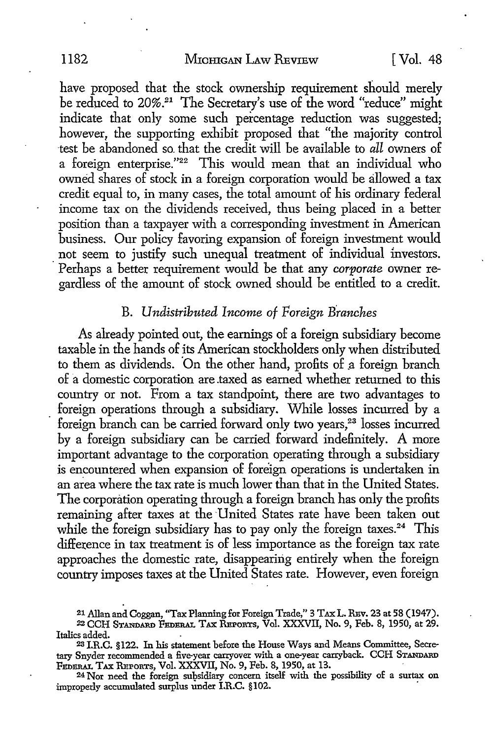have proposed that the stock ownership requirement should merely be reduced to 20%.[21] The Secretary's use of the word "reduce" might indicate that only some such percentage reduction was suggested; however, the supporting exhibit proposed that "the majority control test be abandoned so that the credit will be available to *all* owners of a foreign enterprise."[22] This would mean that an individual who owned shares of stock in a foreign corporation would be allowed a tax credit equal to, in many cases, the total amount of his ordinary federal income tax on the dividends received, thus being placed in a better position than a taxpayer with a corresponding investment in American business. Our policy favoring expansion of foreign investment would not seem to justify such unequal treatment of individual investors. Perhaps a better requirement would be that any *corporate* owner regardless of the amount of stock owned should be entitled to a credit.

### B. *Undistributed Income of Foreign Branches*

As already pointed out, the earnings of a foreign subsidiary become taxable in the hands of its American stockholders only when distributed to them as dividends. On the other hand, profits of a foreign branch of a domestic corporation are taxed as earned whether returned to this country or not. From a tax standpoint, there are two advantages to foreign operations through a subsidiary. While losses incurred by a foreign branch can be carried forward only two years,[23] losses incurred by a foreign subsidiary can be carried forward indefinitely. A more important advantage to the corporation operating through a subsidiary is encountered when expansion of foreign operations is undertaken in an area where the tax rate is much lower than that in the United States. The corporation operating through a foreign branch has only the profits remaining after taxes at the United States rate have been taken out while the foreign subsidiary has to pay only the foreign taxes.[24] This difference in tax treatment is of less importance as the foreign tax rate approaches the domestic rate, disappearing entirely when the foreign country imposes taxes at the United States rate. However, even foreign

---

[21] Allan and Coggan, "Tax Planning for Foreign Trade," 3 TAX L. REV. 23 at 58 (1947).

[22] CCH STANDARD FEDERAL TAX REPORTS, Vol. XXXVII, No. 9, Feb. 8, 1950, at 29. Italics added.

[23] I.R.C. §122. In his statement before the House Ways and Means Committee, Secretary Snyder recommended a five-year carryover with a one-year carryback. CCH STANDARD FEDERAL TAX REPORTS, Vol. XXXVII, No. 9, Feb. 8, 1950, at 13.

[24] Nor need the foreign subsidiary concern itself with the possibility of a surtax on improperly accumulated surplus under I.R.C. §102.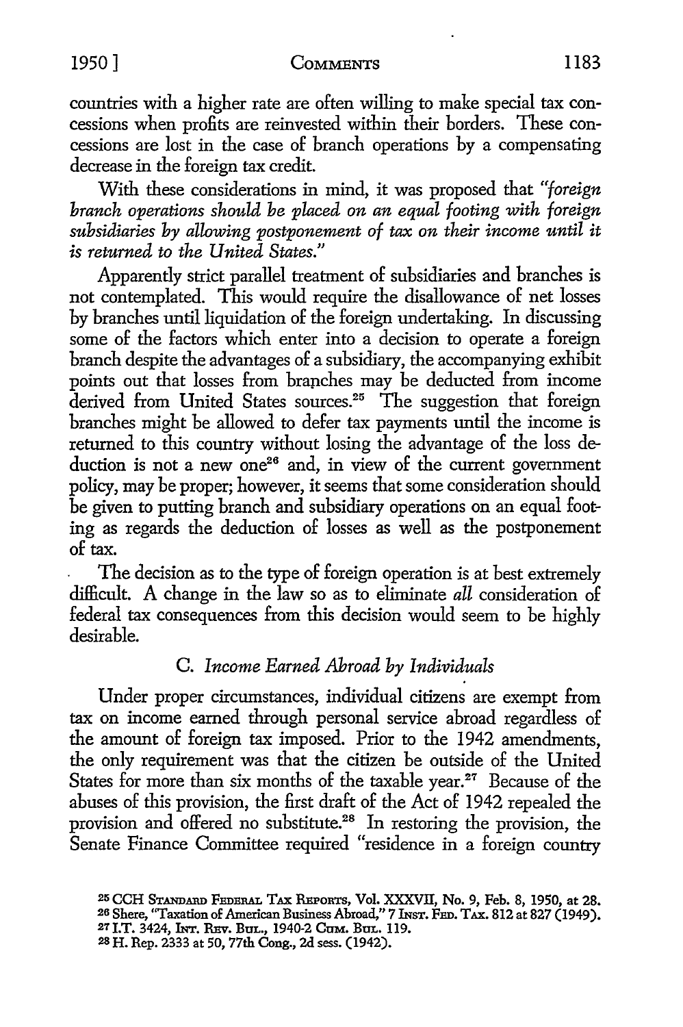countries with a higher rate are often willing to make special tax concessions when profits are reinvested within their borders. These concessions are lost in the case of branch operations by a compensating decrease in the foreign tax credit.

With these considerations in mind, it was proposed that *"foreign branch operations should be placed on an equal footing with foreign subsidiaries by allowing postponement of tax on their income until it is returned to the United States."*

Apparently strict parallel treatment of subsidiaries and branches is not contemplated. This would require the disallowance of net losses by branches until liquidation of the foreign undertaking. In discussing some of the factors which enter into a decision to operate a foreign branch despite the advantages of a subsidiary, the accompanying exhibit points out that losses from branches may be deducted from income derived from United States sources.[25] The suggestion that foreign branches might be allowed to defer tax payments until the income is returned to this country without losing the advantage of the loss deduction is not a new one[26] and, in view of the current government policy, may be proper; however, it seems that some consideration should be given to putting branch and subsidiary operations on an equal footing as regards the deduction of losses as well as the postponement of tax.

The decision as to the type of foreign operation is at best extremely difficult. A change in the law so as to eliminate *all* consideration of federal tax consequences from this decision would seem to be highly desirable.

### C. *Income Earned Abroad by Individuals*

Under proper circumstances, individual citizens are exempt from tax on income earned through personal service abroad regardless of the amount of foreign tax imposed. Prior to the 1942 amendments, the only requirement was that the citizen be outside of the United States for more than six months of the taxable year.[27] Because of the abuses of this provision, the first draft of the Act of 1942 repealed the provision and offered no substitute.[28] In restoring the provision, the Senate Finance Committee required "residence in a foreign country

---

[25] CCH STANDARD FEDERAL TAX REPORTS, Vol. XXXVII, No. 9, Feb. 8, 1950, at 28.

[26] Shere, "Taxation of American Business Abroad," 7 INST. FED. TAX. 812 at 827 (1949).

[27] I.T. 3424, INT. REV. BUL., 1940-2 CUM. BUL. 119.

[28] H. Rep. 2333 at 50, 77th Cong., 2d sess. (1942).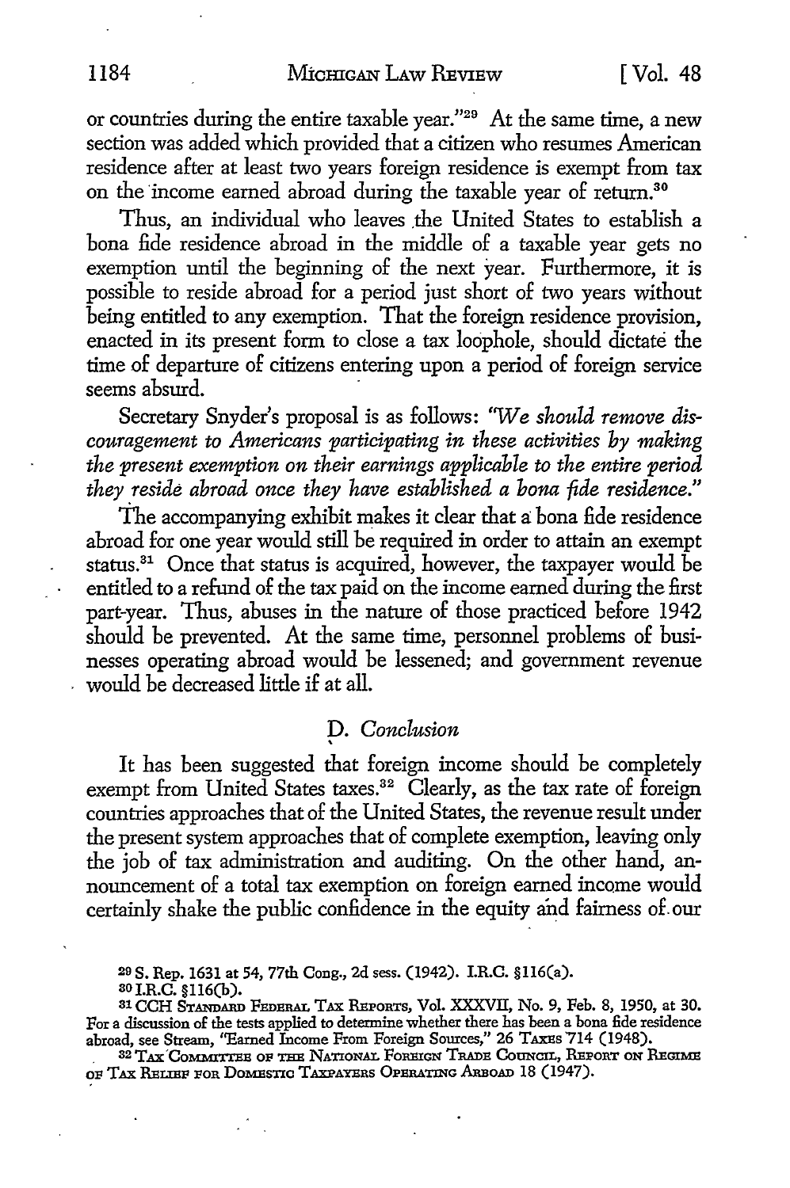or countries during the entire taxable year."[29] At the same time, a new section was added which provided that a citizen who resumes American residence after at least two years foreign residence is exempt from tax on the income earned abroad during the taxable year of return.[30]

Thus, an individual who leaves the United States to establish a bona fide residence abroad in the middle of a taxable year gets no exemption until the beginning of the next year. Furthermore, it is possible to reside abroad for a period just short of two years without being entitled to any exemption. That the foreign residence provision, enacted in its present form to close a tax loophole, should dictate the time of departure of citizens entering upon a period of foreign service seems absurd.

Secretary Snyder's proposal is as follows: *"We should remove discouragement to Americans participating in these activities by making the present exemption on their earnings applicable to the entire period they reside abroad once they have established a bona fide residence."*

The accompanying exhibit makes it clear that a bona fide residence abroad for one year would still be required in order to attain an exempt status.[31] Once that status is acquired, however, the taxpayer would be entitled to a refund of the tax paid on the income earned during the first part-year. Thus, abuses in the nature of those practiced before 1942 should be prevented. At the same time, personnel problems of businesses operating abroad would be lessened; and government revenue would be decreased little if at all.

### D. *Conclusion*

It has been suggested that foreign income should be completely exempt from United States taxes.[32] Clearly, as the tax rate of foreign countries approaches that of the United States, the revenue result under the present system approaches that of complete exemption, leaving only the job of tax administration and auditing. On the other hand, announcement of a total tax exemption on foreign earned income would certainly shake the public confidence in the equity and fairness of our

---

[29] S. Rep. 1631 at 54, 77th Cong., 2d sess. (1942). I.R.C. §116(a).

[30] I.R.C. §116(b).

[31] CCH STANDARD FEDERAL TAX REPORTS, Vol. XXXVII, No. 9, Feb. 8, 1950, at 30. For a discussion of the tests applied to determine whether there has been a bona fide residence abroad, see Stream, "Earned Income From Foreign Sources," 26 TAXES 714 (1948).

[32] TAX COMMITTEE OF THE NATIONAL FOREIGN TRADE COUNCIL, REPORT ON REGIME OF TAX RELIEF FOR DOMESTIC TAXPAYERS OPERATING ABROAD 18 (1947).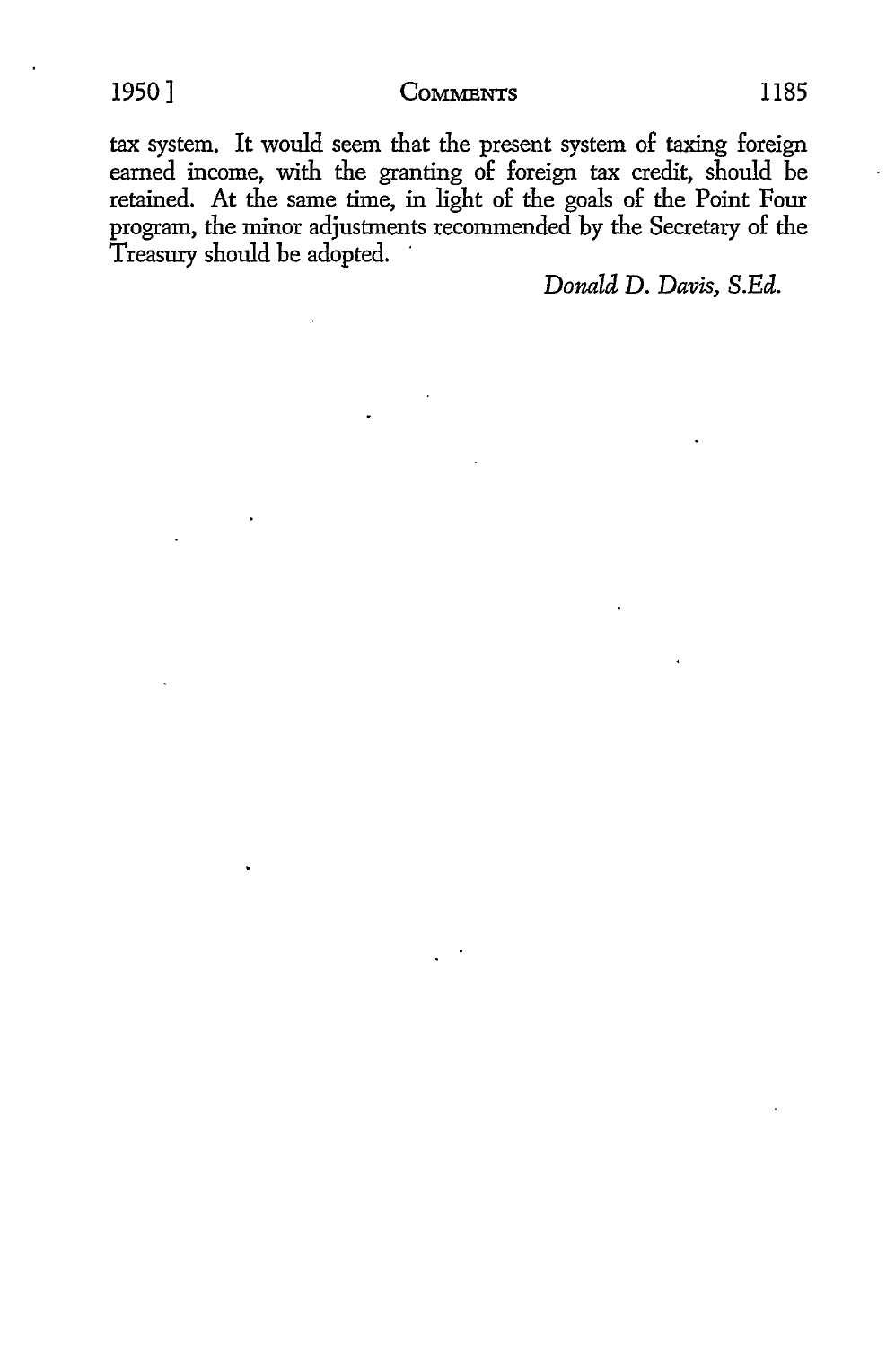tax system. It would seem that the present system of taxing foreign earned income, with the granting of foreign tax credit, should be retained. At the same time, in light of the goals of the Point Four program, the minor adjustments recommended by the Secretary of the Treasury should be adopted.

*Donald D. Davis, S.Ed.*